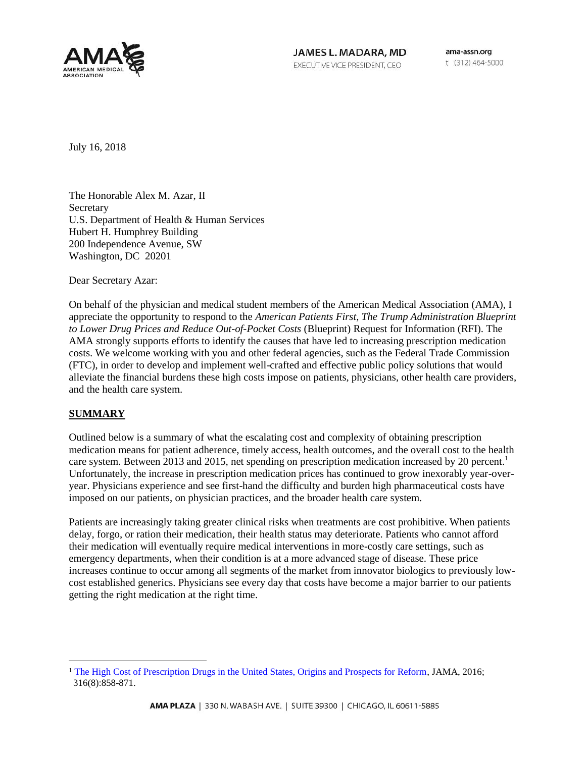AMA AMERICAN MEDICAL ASSOCIATION

**JAMES L. MADARA, MD**
EXECUTIVE VICE PRESIDENT, CEO

ama-assn.org
t (312) 464-5000

July 16, 2018

The Honorable Alex M. Azar, II
Secretary
U.S. Department of Health & Human Services
Hubert H. Humphrey Building
200 Independence Avenue, SW
Washington, DC 20201

Dear Secretary Azar:

On behalf of the physician and medical student members of the American Medical Association (AMA), I appreciate the opportunity to respond to the *American Patients First, The Trump Administration Blueprint to Lower Drug Prices and Reduce Out-of-Pocket Costs* (Blueprint) Request for Information (RFI). The AMA strongly supports efforts to identify the causes that have led to increasing prescription medication costs. We welcome working with you and other federal agencies, such as the Federal Trade Commission (FTC), in order to develop and implement well-crafted and effective public policy solutions that would alleviate the financial burdens these high costs impose on patients, physicians, other health care providers, and the health care system.

## SUMMARY

Outlined below is a summary of what the escalating cost and complexity of obtaining prescription medication means for patient adherence, timely access, health outcomes, and the overall cost to the health care system. Between 2013 and 2015, net spending on prescription medication increased by 20 percent.[1] Unfortunately, the increase in prescription medication prices has continued to grow inexorably year-over-year. Physicians experience and see first-hand the difficulty and burden high pharmaceutical costs have imposed on our patients, on physician practices, and the broader health care system.

Patients are increasingly taking greater clinical risks when treatments are cost prohibitive. When patients delay, forgo, or ration their medication, their health status may deteriorate. Patients who cannot afford their medication will eventually require medical interventions in more-costly care settings, such as emergency departments, when their condition is at a more advanced stage of disease. These price increases continue to occur among all segments of the market from innovator biologics to previously low-cost established generics. Physicians see every day that costs have become a major barrier to our patients getting the right medication at the right time.

---

[1] The High Cost of Prescription Drugs in the United States, Origins and Prospects for Reform, JAMA, 2016; 316(8):858-871.

**AMA PLAZA** | 330 N. WABASH AVE. | SUITE 39300 | CHICAGO, IL 60611-5885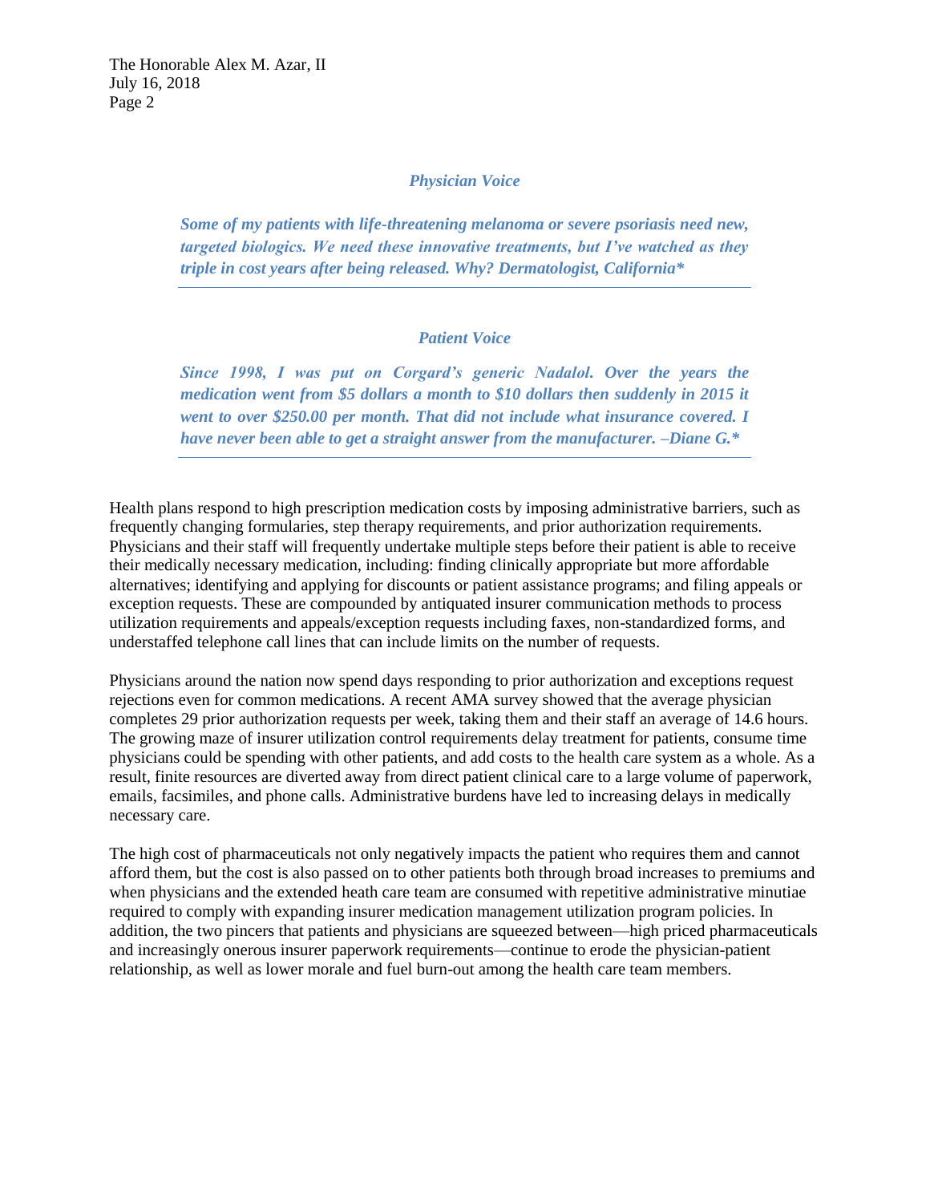***Physician Voice***

***Some of my patients with life-threatening melanoma or severe psoriasis need new, targeted biologics. We need these innovative treatments, but I've watched as they triple in cost years after being released. Why? Dermatologist, California****

---

***Patient Voice***

***Since 1998, I was put on Corgard's generic Nadalol. Over the years the medication went from $5 dollars a month to $10 dollars then suddenly in 2015 it went to over $250.00 per month. That did not include what insurance covered. I have never been able to get a straight answer from the manufacturer. –Diane G.****

---

Health plans respond to high prescription medication costs by imposing administrative barriers, such as frequently changing formularies, step therapy requirements, and prior authorization requirements. Physicians and their staff will frequently undertake multiple steps before their patient is able to receive their medically necessary medication, including: finding clinically appropriate but more affordable alternatives; identifying and applying for discounts or patient assistance programs; and filing appeals or exception requests. These are compounded by antiquated insurer communication methods to process utilization requirements and appeals/exception requests including faxes, non-standardized forms, and understaffed telephone call lines that can include limits on the number of requests.

Physicians around the nation now spend days responding to prior authorization and exceptions request rejections even for common medications. A recent AMA survey showed that the average physician completes 29 prior authorization requests per week, taking them and their staff an average of 14.6 hours. The growing maze of insurer utilization control requirements delay treatment for patients, consume time physicians could be spending with other patients, and add costs to the health care system as a whole. As a result, finite resources are diverted away from direct patient clinical care to a large volume of paperwork, emails, facsimiles, and phone calls. Administrative burdens have led to increasing delays in medically necessary care.

The high cost of pharmaceuticals not only negatively impacts the patient who requires them and cannot afford them, but the cost is also passed on to other patients both through broad increases to premiums and when physicians and the extended heath care team are consumed with repetitive administrative minutiae required to comply with expanding insurer medication management utilization program policies. In addition, the two pincers that patients and physicians are squeezed between—high priced pharmaceuticals and increasingly onerous insurer paperwork requirements—continue to erode the physician-patient relationship, as well as lower morale and fuel burn-out among the health care team members.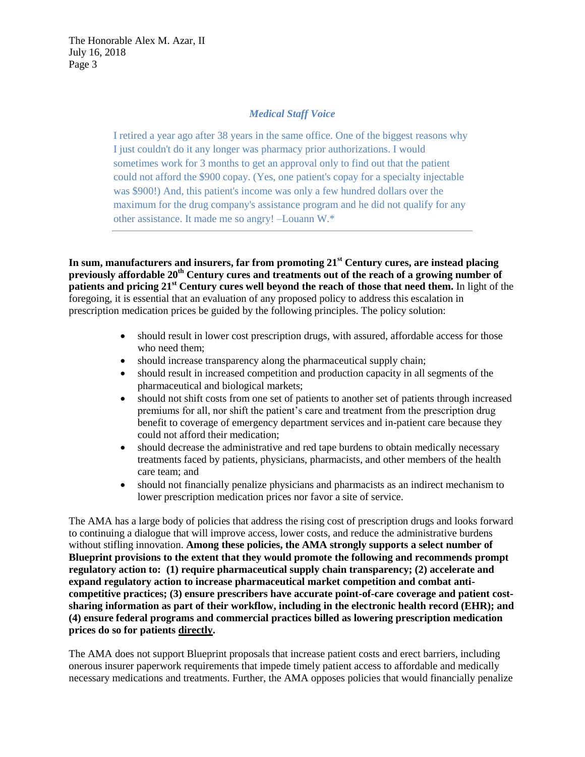*Medical Staff Voice*

> I retired a year ago after 38 years in the same office. One of the biggest reasons why I just couldn't do it any longer was pharmacy prior authorizations. I would sometimes work for 3 months to get an approval only to find out that the patient could not afford the $900 copay. (Yes, one patient's copay for a specialty injectable was $900!) And, this patient's income was only a few hundred dollars over the maximum for the drug company's assistance program and he did not qualify for any other assistance. It made me so angry! –Louann W.*

---

**In sum, manufacturers and insurers, far from promoting 21st Century cures, are instead placing previously affordable 20th Century cures and treatments out of the reach of a growing number of patients and pricing 21st Century cures well beyond the reach of those that need them.** In light of the foregoing, it is essential that an evaluation of any proposed policy to address this escalation in prescription medication prices be guided by the following principles. The policy solution:

- should result in lower cost prescription drugs, with assured, affordable access for those who need them;
- should increase transparency along the pharmaceutical supply chain;
- should result in increased competition and production capacity in all segments of the pharmaceutical and biological markets;
- should not shift costs from one set of patients to another set of patients through increased premiums for all, nor shift the patient's care and treatment from the prescription drug benefit to coverage of emergency department services and in-patient care because they could not afford their medication;
- should decrease the administrative and red tape burdens to obtain medically necessary treatments faced by patients, physicians, pharmacists, and other members of the health care team; and
- should not financially penalize physicians and pharmacists as an indirect mechanism to lower prescription medication prices nor favor a site of service.

The AMA has a large body of policies that address the rising cost of prescription drugs and looks forward to continuing a dialogue that will improve access, lower costs, and reduce the administrative burdens without stifling innovation. **Among these policies, the AMA strongly supports a select number of Blueprint provisions to the extent that they would promote the following and recommends prompt regulatory action to: (1) require pharmaceutical supply chain transparency; (2) accelerate and expand regulatory action to increase pharmaceutical market competition and combat anti-competitive practices; (3) ensure prescribers have accurate point-of-care coverage and patient cost-sharing information as part of their workflow, including in the electronic health record (EHR); and (4) ensure federal programs and commercial practices billed as lowering prescription medication prices do so for patients directly.**

The AMA does not support Blueprint proposals that increase patient costs and erect barriers, including onerous insurer paperwork requirements that impede timely patient access to affordable and medically necessary medications and treatments. Further, the AMA opposes policies that would financially penalize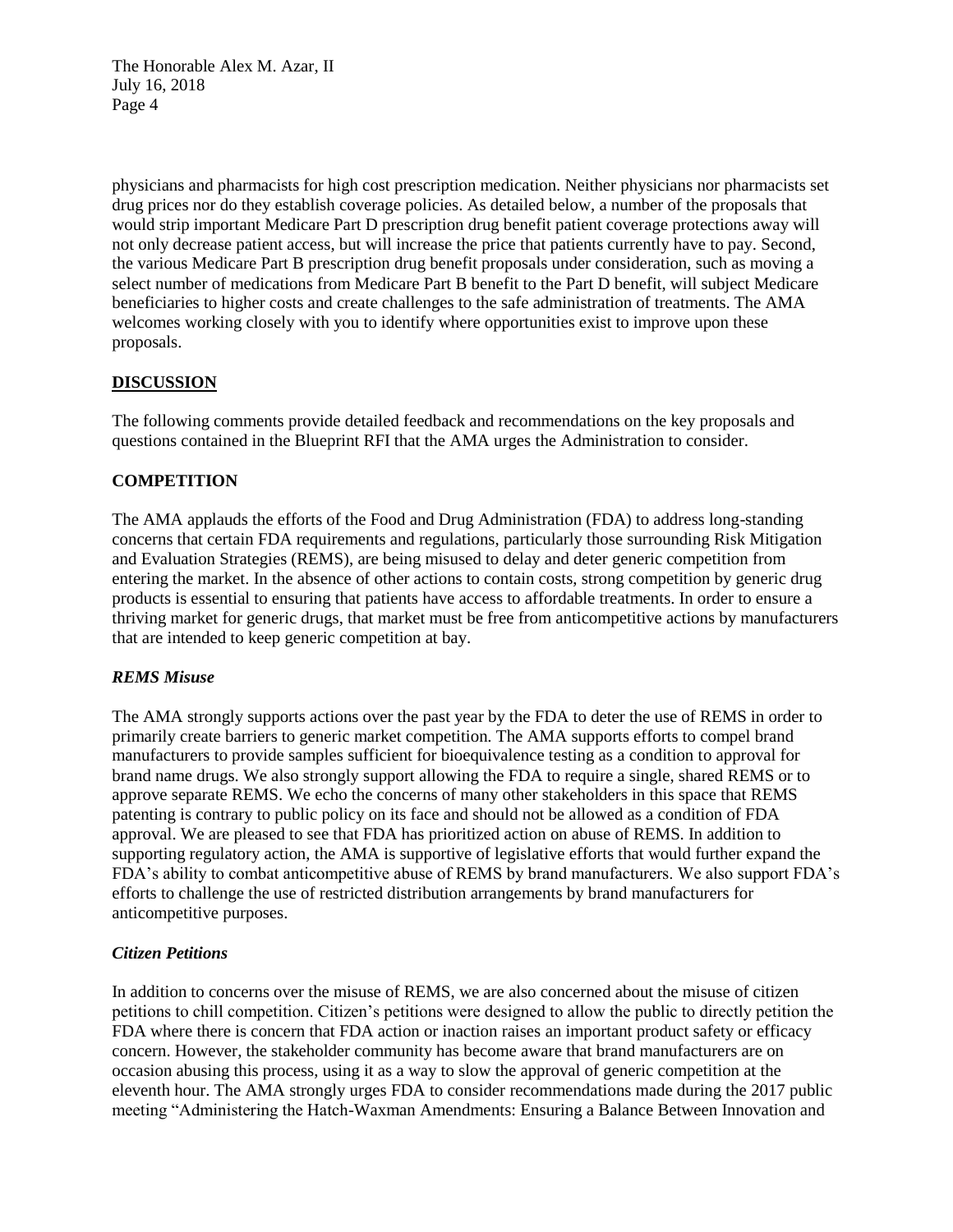physicians and pharmacists for high cost prescription medication. Neither physicians nor pharmacists set drug prices nor do they establish coverage policies. As detailed below, a number of the proposals that would strip important Medicare Part D prescription drug benefit patient coverage protections away will not only decrease patient access, but will increase the price that patients currently have to pay. Second, the various Medicare Part B prescription drug benefit proposals under consideration, such as moving a select number of medications from Medicare Part B benefit to the Part D benefit, will subject Medicare beneficiaries to higher costs and create challenges to the safe administration of treatments. The AMA welcomes working closely with you to identify where opportunities exist to improve upon these proposals.

## DISCUSSION

The following comments provide detailed feedback and recommendations on the key proposals and questions contained in the Blueprint RFI that the AMA urges the Administration to consider.

## COMPETITION

The AMA applauds the efforts of the Food and Drug Administration (FDA) to address long-standing concerns that certain FDA requirements and regulations, particularly those surrounding Risk Mitigation and Evaluation Strategies (REMS), are being misused to delay and deter generic competition from entering the market. In the absence of other actions to contain costs, strong competition by generic drug products is essential to ensuring that patients have access to affordable treatments. In order to ensure a thriving market for generic drugs, that market must be free from anticompetitive actions by manufacturers that are intended to keep generic competition at bay.

### *REMS Misuse*

The AMA strongly supports actions over the past year by the FDA to deter the use of REMS in order to primarily create barriers to generic market competition. The AMA supports efforts to compel brand manufacturers to provide samples sufficient for bioequivalence testing as a condition to approval for brand name drugs. We also strongly support allowing the FDA to require a single, shared REMS or to approve separate REMS. We echo the concerns of many other stakeholders in this space that REMS patenting is contrary to public policy on its face and should not be allowed as a condition of FDA approval. We are pleased to see that FDA has prioritized action on abuse of REMS. In addition to supporting regulatory action, the AMA is supportive of legislative efforts that would further expand the FDA's ability to combat anticompetitive abuse of REMS by brand manufacturers. We also support FDA's efforts to challenge the use of restricted distribution arrangements by brand manufacturers for anticompetitive purposes.

### *Citizen Petitions*

In addition to concerns over the misuse of REMS, we are also concerned about the misuse of citizen petitions to chill competition. Citizen's petitions were designed to allow the public to directly petition the FDA where there is concern that FDA action or inaction raises an important product safety or efficacy concern. However, the stakeholder community has become aware that brand manufacturers are on occasion abusing this process, using it as a way to slow the approval of generic competition at the eleventh hour. The AMA strongly urges FDA to consider recommendations made during the 2017 public meeting "Administering the Hatch-Waxman Amendments: Ensuring a Balance Between Innovation and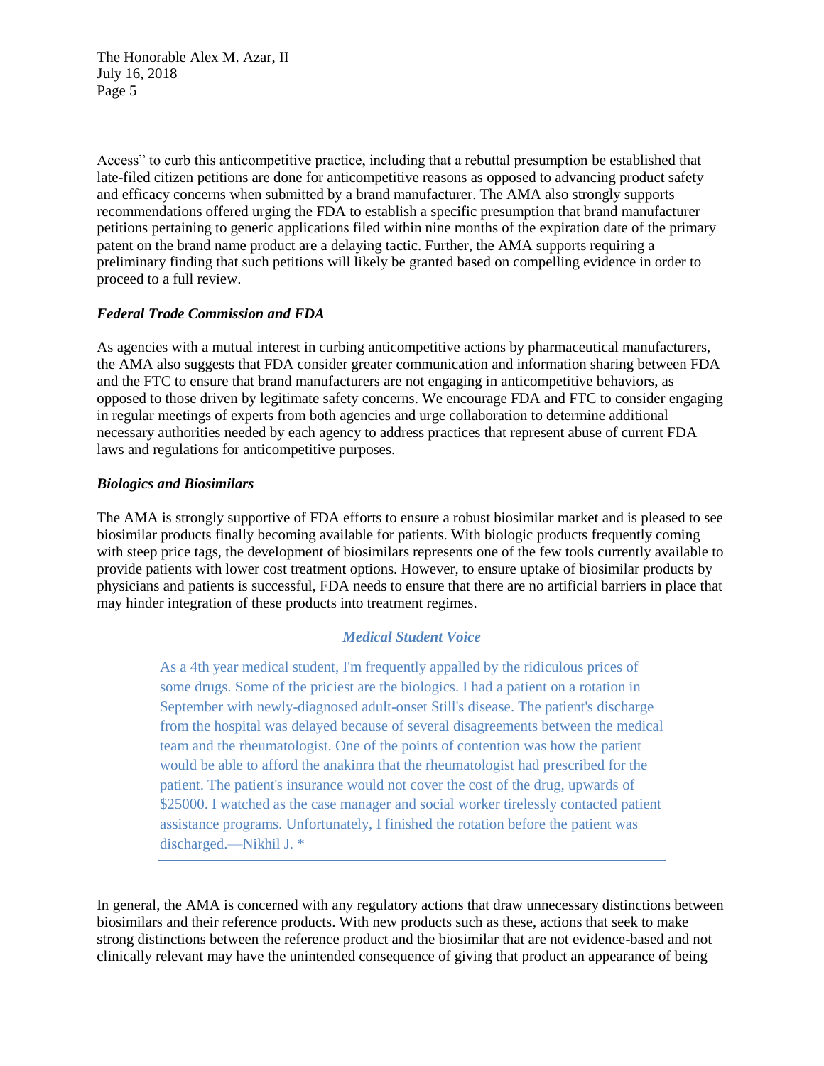Access" to curb this anticompetitive practice, including that a rebuttal presumption be established that late-filed citizen petitions are done for anticompetitive reasons as opposed to advancing product safety and efficacy concerns when submitted by a brand manufacturer. The AMA also strongly supports recommendations offered urging the FDA to establish a specific presumption that brand manufacturer petitions pertaining to generic applications filed within nine months of the expiration date of the primary patent on the brand name product are a delaying tactic. Further, the AMA supports requiring a preliminary finding that such petitions will likely be granted based on compelling evidence in order to proceed to a full review.

***Federal Trade Commission and FDA***

As agencies with a mutual interest in curbing anticompetitive actions by pharmaceutical manufacturers, the AMA also suggests that FDA consider greater communication and information sharing between FDA and the FTC to ensure that brand manufacturers are not engaging in anticompetitive behaviors, as opposed to those driven by legitimate safety concerns. We encourage FDA and FTC to consider engaging in regular meetings of experts from both agencies and urge collaboration to determine additional necessary authorities needed by each agency to address practices that represent abuse of current FDA laws and regulations for anticompetitive purposes.

***Biologics and Biosimilars***

The AMA is strongly supportive of FDA efforts to ensure a robust biosimilar market and is pleased to see biosimilar products finally becoming available for patients. With biologic products frequently coming with steep price tags, the development of biosimilars represents one of the few tools currently available to provide patients with lower cost treatment options. However, to ensure uptake of biosimilar products by physicians and patients is successful, FDA needs to ensure that there are no artificial barriers in place that may hinder integration of these products into treatment regimes.

> ***Medical Student Voice***
>
> As a 4th year medical student, I'm frequently appalled by the ridiculous prices of some drugs. Some of the priciest are the biologics. I had a patient on a rotation in September with newly-diagnosed adult-onset Still's disease. The patient's discharge from the hospital was delayed because of several disagreements between the medical team and the rheumatologist. One of the points of contention was how the patient would be able to afford the anakinra that the rheumatologist had prescribed for the patient. The patient's insurance would not cover the cost of the drug, upwards of $25000. I watched as the case manager and social worker tirelessly contacted patient assistance programs. Unfortunately, I finished the rotation before the patient was discharged.—Nikhil J. *

In general, the AMA is concerned with any regulatory actions that draw unnecessary distinctions between biosimilars and their reference products. With new products such as these, actions that seek to make strong distinctions between the reference product and the biosimilar that are not evidence-based and not clinically relevant may have the unintended consequence of giving that product an appearance of being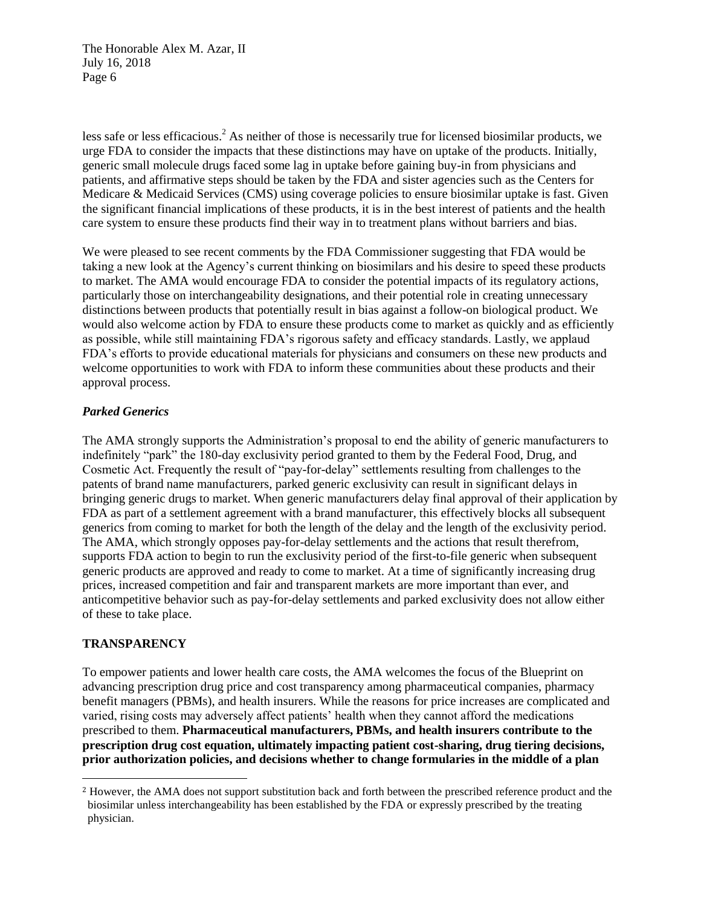less safe or less efficacious.[2] As neither of those is necessarily true for licensed biosimilar products, we urge FDA to consider the impacts that these distinctions may have on uptake of the products. Initially, generic small molecule drugs faced some lag in uptake before gaining buy-in from physicians and patients, and affirmative steps should be taken by the FDA and sister agencies such as the Centers for Medicare & Medicaid Services (CMS) using coverage policies to ensure biosimilar uptake is fast. Given the significant financial implications of these products, it is in the best interest of patients and the health care system to ensure these products find their way in to treatment plans without barriers and bias.

We were pleased to see recent comments by the FDA Commissioner suggesting that FDA would be taking a new look at the Agency's current thinking on biosimilars and his desire to speed these products to market. The AMA would encourage FDA to consider the potential impacts of its regulatory actions, particularly those on interchangeability designations, and their potential role in creating unnecessary distinctions between products that potentially result in bias against a follow-on biological product. We would also welcome action by FDA to ensure these products come to market as quickly and as efficiently as possible, while still maintaining FDA's rigorous safety and efficacy standards. Lastly, we applaud FDA's efforts to provide educational materials for physicians and consumers on these new products and welcome opportunities to work with FDA to inform these communities about these products and their approval process.

***Parked Generics***

The AMA strongly supports the Administration's proposal to end the ability of generic manufacturers to indefinitely "park" the 180-day exclusivity period granted to them by the Federal Food, Drug, and Cosmetic Act. Frequently the result of "pay-for-delay" settlements resulting from challenges to the patents of brand name manufacturers, parked generic exclusivity can result in significant delays in bringing generic drugs to market. When generic manufacturers delay final approval of their application by FDA as part of a settlement agreement with a brand manufacturer, this effectively blocks all subsequent generics from coming to market for both the length of the delay and the length of the exclusivity period. The AMA, which strongly opposes pay-for-delay settlements and the actions that result therefrom, supports FDA action to begin to run the exclusivity period of the first-to-file generic when subsequent generic products are approved and ready to come to market. At a time of significantly increasing drug prices, increased competition and fair and transparent markets are more important than ever, and anticompetitive behavior such as pay-for-delay settlements and parked exclusivity does not allow either of these to take place.

## TRANSPARENCY

To empower patients and lower health care costs, the AMA welcomes the focus of the Blueprint on advancing prescription drug price and cost transparency among pharmaceutical companies, pharmacy benefit managers (PBMs), and health insurers. While the reasons for price increases are complicated and varied, rising costs may adversely affect patients' health when they cannot afford the medications prescribed to them. **Pharmaceutical manufacturers, PBMs, and health insurers contribute to the prescription drug cost equation, ultimately impacting patient cost-sharing, drug tiering decisions, prior authorization policies, and decisions whether to change formularies in the middle of a plan**

---

[2] However, the AMA does not support substitution back and forth between the prescribed reference product and the biosimilar unless interchangeability has been established by the FDA or expressly prescribed by the treating physician.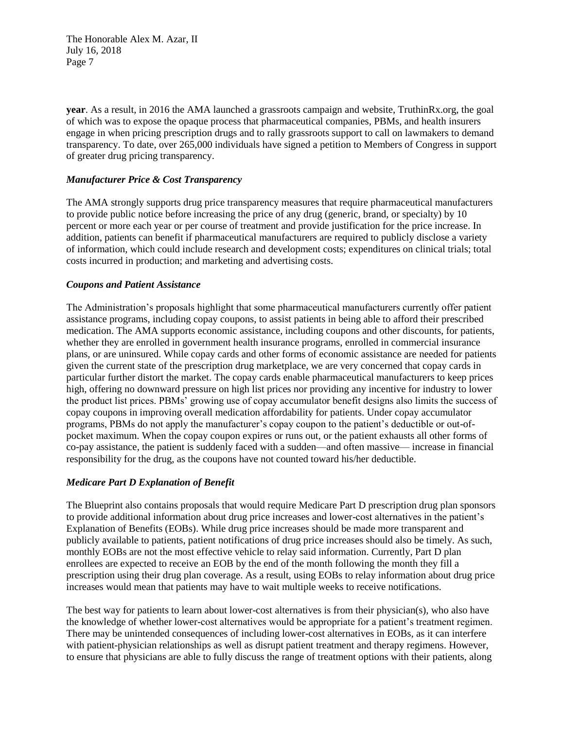**year**. As a result, in 2016 the AMA launched a grassroots campaign and website, TruthinRx.org, the goal of which was to expose the opaque process that pharmaceutical companies, PBMs, and health insurers engage in when pricing prescription drugs and to rally grassroots support to call on lawmakers to demand transparency. To date, over 265,000 individuals have signed a petition to Members of Congress in support of greater drug pricing transparency.

### *Manufacturer Price & Cost Transparency*

The AMA strongly supports drug price transparency measures that require pharmaceutical manufacturers to provide public notice before increasing the price of any drug (generic, brand, or specialty) by 10 percent or more each year or per course of treatment and provide justification for the price increase. In addition, patients can benefit if pharmaceutical manufacturers are required to publicly disclose a variety of information, which could include research and development costs; expenditures on clinical trials; total costs incurred in production; and marketing and advertising costs.

### *Coupons and Patient Assistance*

The Administration's proposals highlight that some pharmaceutical manufacturers currently offer patient assistance programs, including copay coupons, to assist patients in being able to afford their prescribed medication. The AMA supports economic assistance, including coupons and other discounts, for patients, whether they are enrolled in government health insurance programs, enrolled in commercial insurance plans, or are uninsured. While copay cards and other forms of economic assistance are needed for patients given the current state of the prescription drug marketplace, we are very concerned that copay cards in particular further distort the market. The copay cards enable pharmaceutical manufacturers to keep prices high, offering no downward pressure on high list prices nor providing any incentive for industry to lower the product list prices. PBMs' growing use of copay accumulator benefit designs also limits the success of copay coupons in improving overall medication affordability for patients. Under copay accumulator programs, PBMs do not apply the manufacturer's copay coupon to the patient's deductible or out-of-pocket maximum. When the copay coupon expires or runs out, or the patient exhausts all other forms of co-pay assistance, the patient is suddenly faced with a sudden—and often massive— increase in financial responsibility for the drug, as the coupons have not counted toward his/her deductible.

### *Medicare Part D Explanation of Benefit*

The Blueprint also contains proposals that would require Medicare Part D prescription drug plan sponsors to provide additional information about drug price increases and lower-cost alternatives in the patient's Explanation of Benefits (EOBs). While drug price increases should be made more transparent and publicly available to patients, patient notifications of drug price increases should also be timely. As such, monthly EOBs are not the most effective vehicle to relay said information. Currently, Part D plan enrollees are expected to receive an EOB by the end of the month following the month they fill a prescription using their drug plan coverage. As a result, using EOBs to relay information about drug price increases would mean that patients may have to wait multiple weeks to receive notifications.

The best way for patients to learn about lower-cost alternatives is from their physician(s), who also have the knowledge of whether lower-cost alternatives would be appropriate for a patient's treatment regimen. There may be unintended consequences of including lower-cost alternatives in EOBs, as it can interfere with patient-physician relationships as well as disrupt patient treatment and therapy regimens. However, to ensure that physicians are able to fully discuss the range of treatment options with their patients, along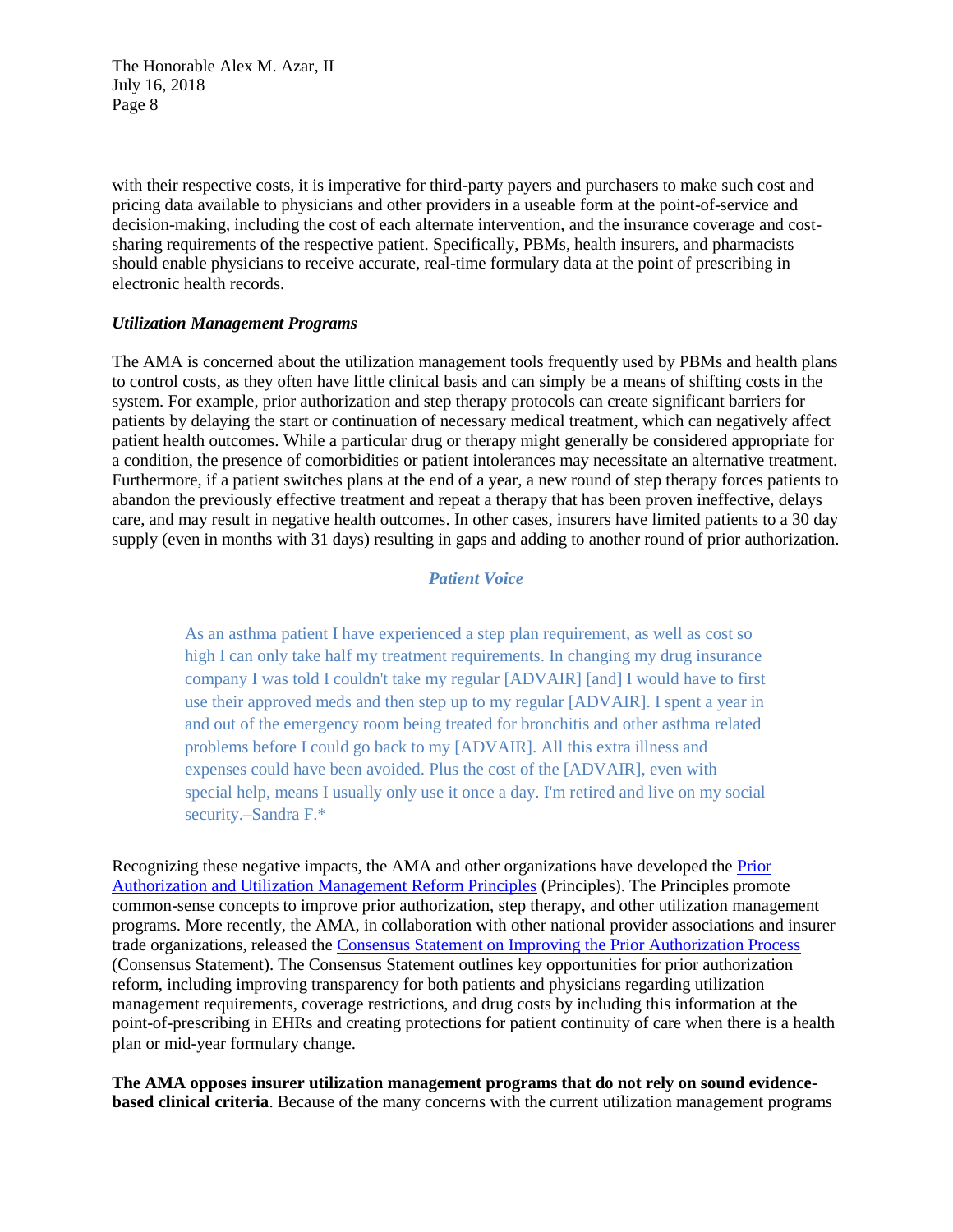with their respective costs, it is imperative for third-party payers and purchasers to make such cost and pricing data available to physicians and other providers in a useable form at the point-of-service and decision-making, including the cost of each alternate intervention, and the insurance coverage and cost-sharing requirements of the respective patient. Specifically, PBMs, health insurers, and pharmacists should enable physicians to receive accurate, real-time formulary data at the point of prescribing in electronic health records.

***Utilization Management Programs***

The AMA is concerned about the utilization management tools frequently used by PBMs and health plans to control costs, as they often have little clinical basis and can simply be a means of shifting costs in the system. For example, prior authorization and step therapy protocols can create significant barriers for patients by delaying the start or continuation of necessary medical treatment, which can negatively affect patient health outcomes. While a particular drug or therapy might generally be considered appropriate for a condition, the presence of comorbidities or patient intolerances may necessitate an alternative treatment. Furthermore, if a patient switches plans at the end of a year, a new round of step therapy forces patients to abandon the previously effective treatment and repeat a therapy that has been proven ineffective, delays care, and may result in negative health outcomes. In other cases, insurers have limited patients to a 30 day supply (even in months with 31 days) resulting in gaps and adding to another round of prior authorization.

***Patient Voice***

> As an asthma patient I have experienced a step plan requirement, as well as cost so high I can only take half my treatment requirements. In changing my drug insurance company I was told I couldn't take my regular [ADVAIR] [and] I would have to first use their approved meds and then step up to my regular [ADVAIR]. I spent a year in and out of the emergency room being treated for bronchitis and other asthma related problems before I could go back to my [ADVAIR]. All this extra illness and expenses could have been avoided. Plus the cost of the [ADVAIR], even with special help, means I usually only use it once a day. I'm retired and live on my social security.–Sandra F.*

Recognizing these negative impacts, the AMA and other organizations have developed the Prior Authorization and Utilization Management Reform Principles (Principles). The Principles promote common-sense concepts to improve prior authorization, step therapy, and other utilization management programs. More recently, the AMA, in collaboration with other national provider associations and insurer trade organizations, released the Consensus Statement on Improving the Prior Authorization Process (Consensus Statement). The Consensus Statement outlines key opportunities for prior authorization reform, including improving transparency for both patients and physicians regarding utilization management requirements, coverage restrictions, and drug costs by including this information at the point-of-prescribing in EHRs and creating protections for patient continuity of care when there is a health plan or mid-year formulary change.

**The AMA opposes insurer utilization management programs that do not rely on sound evidence-based clinical criteria**. Because of the many concerns with the current utilization management programs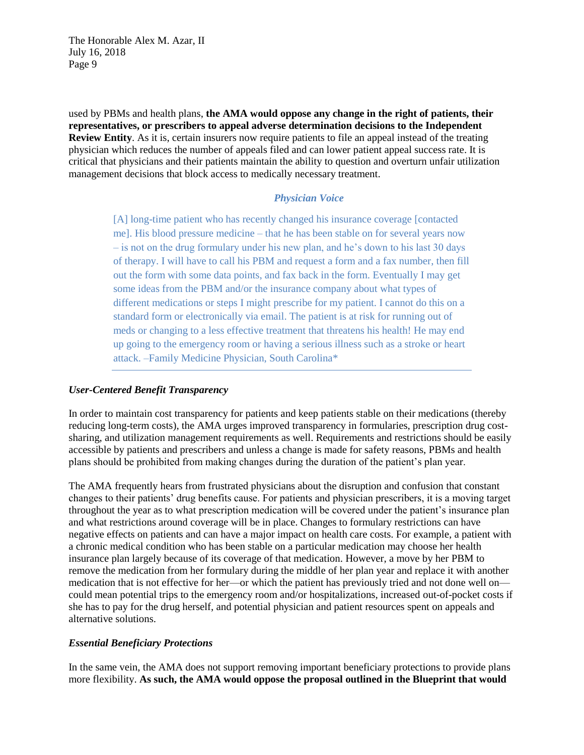used by PBMs and health plans, **the AMA would oppose any change in the right of patients, their representatives, or prescribers to appeal adverse determination decisions to the Independent Review Entity**. As it is, certain insurers now require patients to file an appeal instead of the treating physician which reduces the number of appeals filed and can lower patient appeal success rate. It is critical that physicians and their patients maintain the ability to question and overturn unfair utilization management decisions that block access to medically necessary treatment.

***Physician Voice***

> [A] long-time patient who has recently changed his insurance coverage [contacted me]. His blood pressure medicine – that he has been stable on for several years now – is not on the drug formulary under his new plan, and he's down to his last 30 days of therapy. I will have to call his PBM and request a form and a fax number, then fill out the form with some data points, and fax back in the form. Eventually I may get some ideas from the PBM and/or the insurance company about what types of different medications or steps I might prescribe for my patient. I cannot do this on a standard form or electronically via email. The patient is at risk for running out of meds or changing to a less effective treatment that threatens his health! He may end up going to the emergency room or having a serious illness such as a stroke or heart attack. –Family Medicine Physician, South Carolina*

***User-Centered Benefit Transparency***

In order to maintain cost transparency for patients and keep patients stable on their medications (thereby reducing long-term costs), the AMA urges improved transparency in formularies, prescription drug cost-sharing, and utilization management requirements as well. Requirements and restrictions should be easily accessible by patients and prescribers and unless a change is made for safety reasons, PBMs and health plans should be prohibited from making changes during the duration of the patient's plan year.

The AMA frequently hears from frustrated physicians about the disruption and confusion that constant changes to their patients' drug benefits cause. For patients and physician prescribers, it is a moving target throughout the year as to what prescription medication will be covered under the patient's insurance plan and what restrictions around coverage will be in place. Changes to formulary restrictions can have negative effects on patients and can have a major impact on health care costs. For example, a patient with a chronic medical condition who has been stable on a particular medication may choose her health insurance plan largely because of its coverage of that medication. However, a move by her PBM to remove the medication from her formulary during the middle of her plan year and replace it with another medication that is not effective for her—or which the patient has previously tried and not done well on—could mean potential trips to the emergency room and/or hospitalizations, increased out-of-pocket costs if she has to pay for the drug herself, and potential physician and patient resources spent on appeals and alternative solutions.

***Essential Beneficiary Protections***

In the same vein, the AMA does not support removing important beneficiary protections to provide plans more flexibility. **As such, the AMA would oppose the proposal outlined in the Blueprint that would**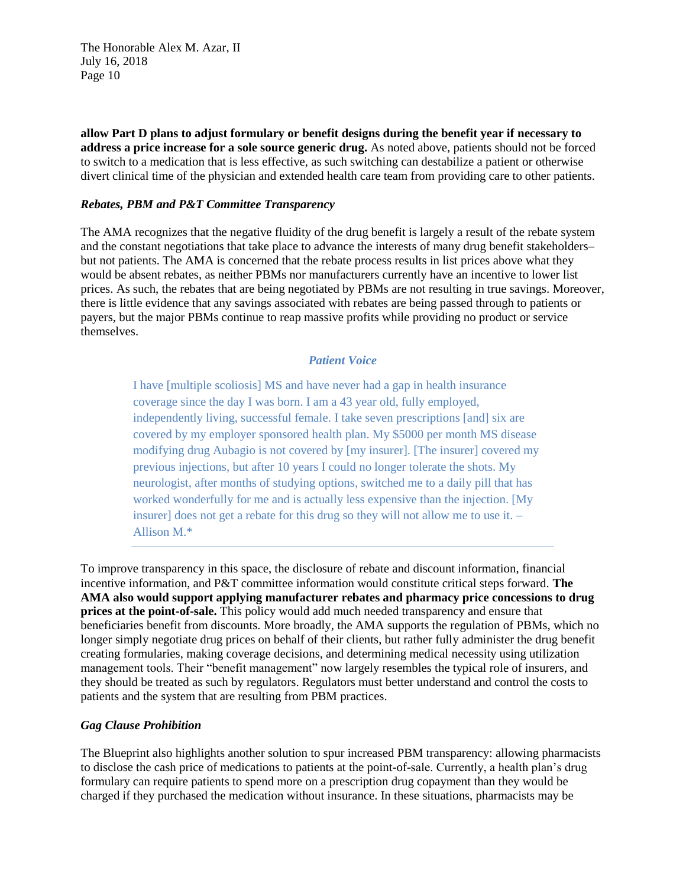**allow Part D plans to adjust formulary or benefit designs during the benefit year if necessary to address a price increase for a sole source generic drug.** As noted above, patients should not be forced to switch to a medication that is less effective, as such switching can destabilize a patient or otherwise divert clinical time of the physician and extended health care team from providing care to other patients.

### *Rebates, PBM and P&T Committee Transparency*

The AMA recognizes that the negative fluidity of the drug benefit is largely a result of the rebate system and the constant negotiations that take place to advance the interests of many drug benefit stakeholders–but not patients. The AMA is concerned that the rebate process results in list prices above what they would be absent rebates, as neither PBMs nor manufacturers currently have an incentive to lower list prices. As such, the rebates that are being negotiated by PBMs are not resulting in true savings. Moreover, there is little evidence that any savings associated with rebates are being passed through to patients or payers, but the major PBMs continue to reap massive profits while providing no product or service themselves.

> ***Patient Voice***
>
> I have [multiple scoliosis] MS and have never had a gap in health insurance coverage since the day I was born. I am a 43 year old, fully employed, independently living, successful female. I take seven prescriptions [and] six are covered by my employer sponsored health plan. My $5000 per month MS disease modifying drug Aubagio is not covered by [my insurer]. [The insurer] covered my previous injections, but after 10 years I could no longer tolerate the shots. My neurologist, after months of studying options, switched me to a daily pill that has worked wonderfully for me and is actually less expensive than the injection. [My insurer] does not get a rebate for this drug so they will not allow me to use it. – Allison M.*

To improve transparency in this space, the disclosure of rebate and discount information, financial incentive information, and P&T committee information would constitute critical steps forward. **The AMA also would support applying manufacturer rebates and pharmacy price concessions to drug prices at the point-of-sale.** This policy would add much needed transparency and ensure that beneficiaries benefit from discounts. More broadly, the AMA supports the regulation of PBMs, which no longer simply negotiate drug prices on behalf of their clients, but rather fully administer the drug benefit creating formularies, making coverage decisions, and determining medical necessity using utilization management tools. Their "benefit management" now largely resembles the typical role of insurers, and they should be treated as such by regulators. Regulators must better understand and control the costs to patients and the system that are resulting from PBM practices.

### *Gag Clause Prohibition*

The Blueprint also highlights another solution to spur increased PBM transparency: allowing pharmacists to disclose the cash price of medications to patients at the point-of-sale. Currently, a health plan's drug formulary can require patients to spend more on a prescription drug copayment than they would be charged if they purchased the medication without insurance. In these situations, pharmacists may be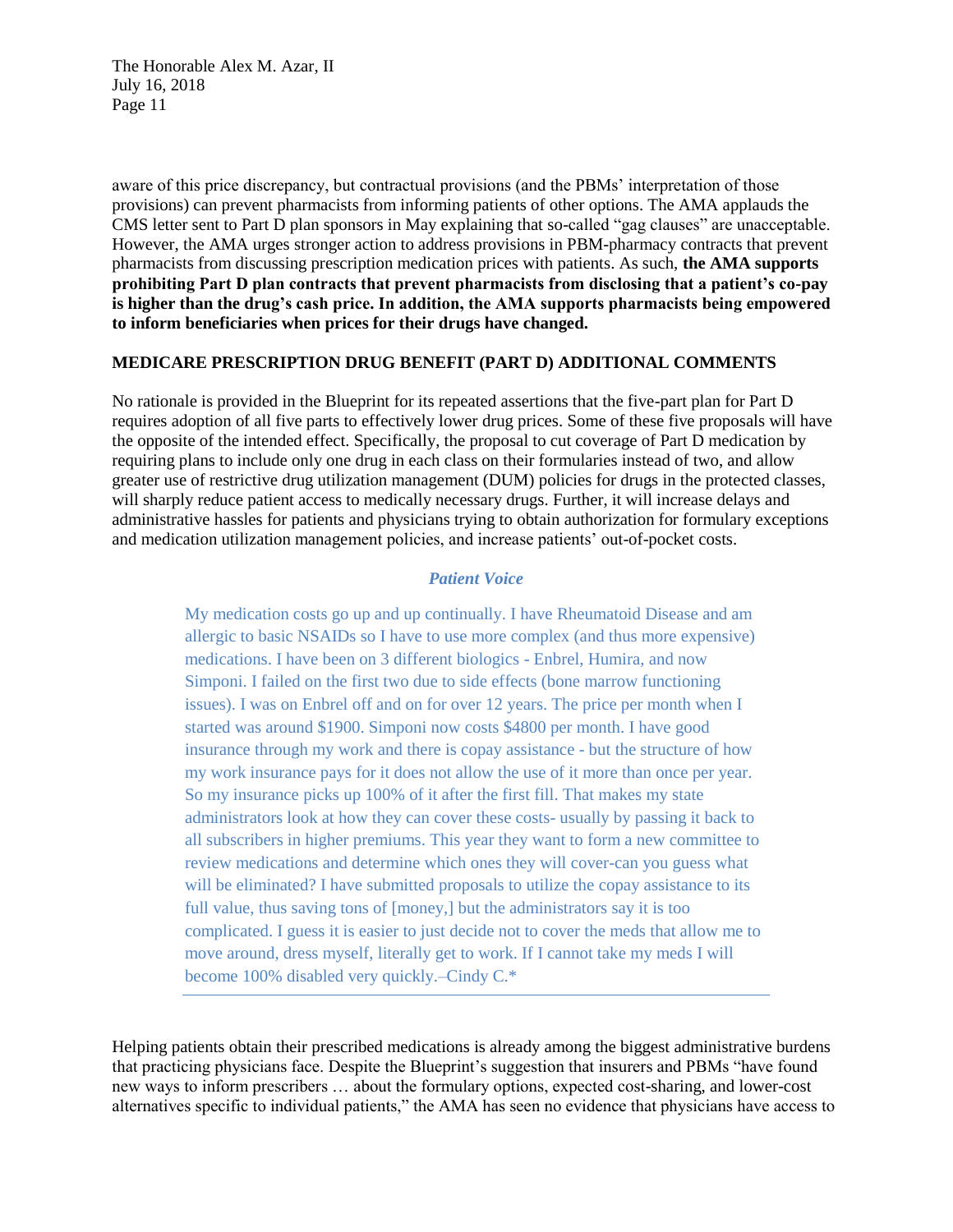aware of this price discrepancy, but contractual provisions (and the PBMs' interpretation of those provisions) can prevent pharmacists from informing patients of other options. The AMA applauds the CMS letter sent to Part D plan sponsors in May explaining that so-called "gag clauses" are unacceptable. However, the AMA urges stronger action to address provisions in PBM-pharmacy contracts that prevent pharmacists from discussing prescription medication prices with patients. As such, **the AMA supports prohibiting Part D plan contracts that prevent pharmacists from disclosing that a patient's co-pay is higher than the drug's cash price. In addition, the AMA supports pharmacists being empowered to inform beneficiaries when prices for their drugs have changed.**

## MEDICARE PRESCRIPTION DRUG BENEFIT (PART D) ADDITIONAL COMMENTS

No rationale is provided in the Blueprint for its repeated assertions that the five-part plan for Part D requires adoption of all five parts to effectively lower drug prices. Some of these five proposals will have the opposite of the intended effect. Specifically, the proposal to cut coverage of Part D medication by requiring plans to include only one drug in each class on their formularies instead of two, and allow greater use of restrictive drug utilization management (DUM) policies for drugs in the protected classes, will sharply reduce patient access to medically necessary drugs. Further, it will increase delays and administrative hassles for patients and physicians trying to obtain authorization for formulary exceptions and medication utilization management policies, and increase patients' out-of-pocket costs.

***Patient Voice***

> My medication costs go up and up continually. I have Rheumatoid Disease and am allergic to basic NSAIDs so I have to use more complex (and thus more expensive) medications. I have been on 3 different biologics - Enbrel, Humira, and now Simponi. I failed on the first two due to side effects (bone marrow functioning issues). I was on Enbrel off and on for over 12 years. The price per month when I started was around $1900. Simponi now costs $4800 per month. I have good insurance through my work and there is copay assistance - but the structure of how my work insurance pays for it does not allow the use of it more than once per year. So my insurance picks up 100% of it after the first fill. That makes my state administrators look at how they can cover these costs- usually by passing it back to all subscribers in higher premiums. This year they want to form a new committee to review medications and determine which ones they will cover-can you guess what will be eliminated? I have submitted proposals to utilize the copay assistance to its full value, thus saving tons of [money,] but the administrators say it is too complicated. I guess it is easier to just decide not to cover the meds that allow me to move around, dress myself, literally get to work. If I cannot take my meds I will become 100% disabled very quickly.–Cindy C.*

Helping patients obtain their prescribed medications is already among the biggest administrative burdens that practicing physicians face. Despite the Blueprint's suggestion that insurers and PBMs "have found new ways to inform prescribers … about the formulary options, expected cost-sharing, and lower-cost alternatives specific to individual patients," the AMA has seen no evidence that physicians have access to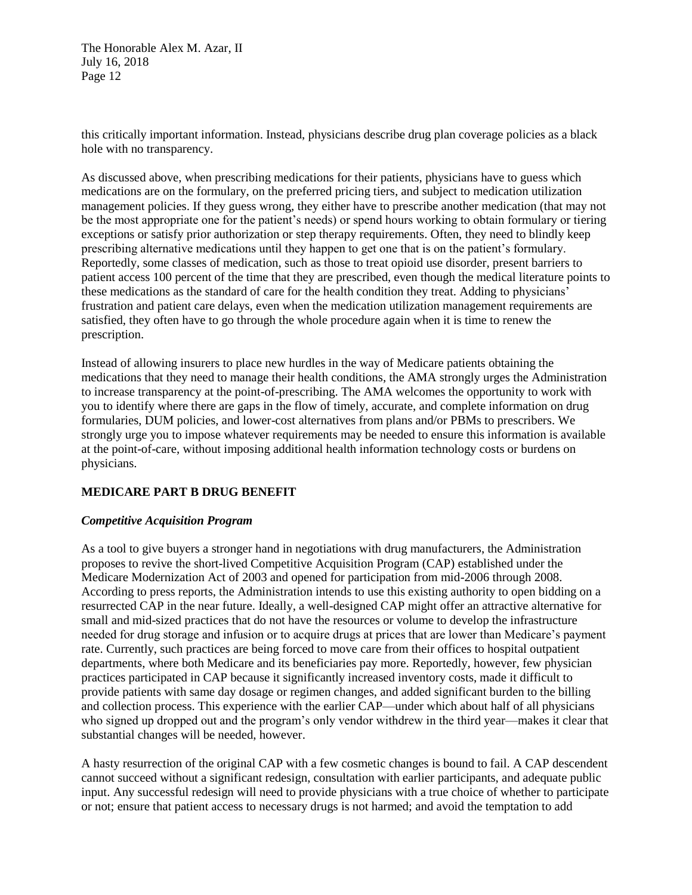this critically important information. Instead, physicians describe drug plan coverage policies as a black hole with no transparency.

As discussed above, when prescribing medications for their patients, physicians have to guess which medications are on the formulary, on the preferred pricing tiers, and subject to medication utilization management policies. If they guess wrong, they either have to prescribe another medication (that may not be the most appropriate one for the patient's needs) or spend hours working to obtain formulary or tiering exceptions or satisfy prior authorization or step therapy requirements. Often, they need to blindly keep prescribing alternative medications until they happen to get one that is on the patient's formulary. Reportedly, some classes of medication, such as those to treat opioid use disorder, present barriers to patient access 100 percent of the time that they are prescribed, even though the medical literature points to these medications as the standard of care for the health condition they treat. Adding to physicians' frustration and patient care delays, even when the medication utilization management requirements are satisfied, they often have to go through the whole procedure again when it is time to renew the prescription.

Instead of allowing insurers to place new hurdles in the way of Medicare patients obtaining the medications that they need to manage their health conditions, the AMA strongly urges the Administration to increase transparency at the point-of-prescribing. The AMA welcomes the opportunity to work with you to identify where there are gaps in the flow of timely, accurate, and complete information on drug formularies, DUM policies, and lower-cost alternatives from plans and/or PBMs to prescribers. We strongly urge you to impose whatever requirements may be needed to ensure this information is available at the point-of-care, without imposing additional health information technology costs or burdens on physicians.

## MEDICARE PART B DRUG BENEFIT

### *Competitive Acquisition Program*

As a tool to give buyers a stronger hand in negotiations with drug manufacturers, the Administration proposes to revive the short-lived Competitive Acquisition Program (CAP) established under the Medicare Modernization Act of 2003 and opened for participation from mid-2006 through 2008. According to press reports, the Administration intends to use this existing authority to open bidding on a resurrected CAP in the near future. Ideally, a well-designed CAP might offer an attractive alternative for small and mid-sized practices that do not have the resources or volume to develop the infrastructure needed for drug storage and infusion or to acquire drugs at prices that are lower than Medicare's payment rate. Currently, such practices are being forced to move care from their offices to hospital outpatient departments, where both Medicare and its beneficiaries pay more. Reportedly, however, few physician practices participated in CAP because it significantly increased inventory costs, made it difficult to provide patients with same day dosage or regimen changes, and added significant burden to the billing and collection process. This experience with the earlier CAP—under which about half of all physicians who signed up dropped out and the program's only vendor withdrew in the third year—makes it clear that substantial changes will be needed, however.

A hasty resurrection of the original CAP with a few cosmetic changes is bound to fail. A CAP descendent cannot succeed without a significant redesign, consultation with earlier participants, and adequate public input. Any successful redesign will need to provide physicians with a true choice of whether to participate or not; ensure that patient access to necessary drugs is not harmed; and avoid the temptation to add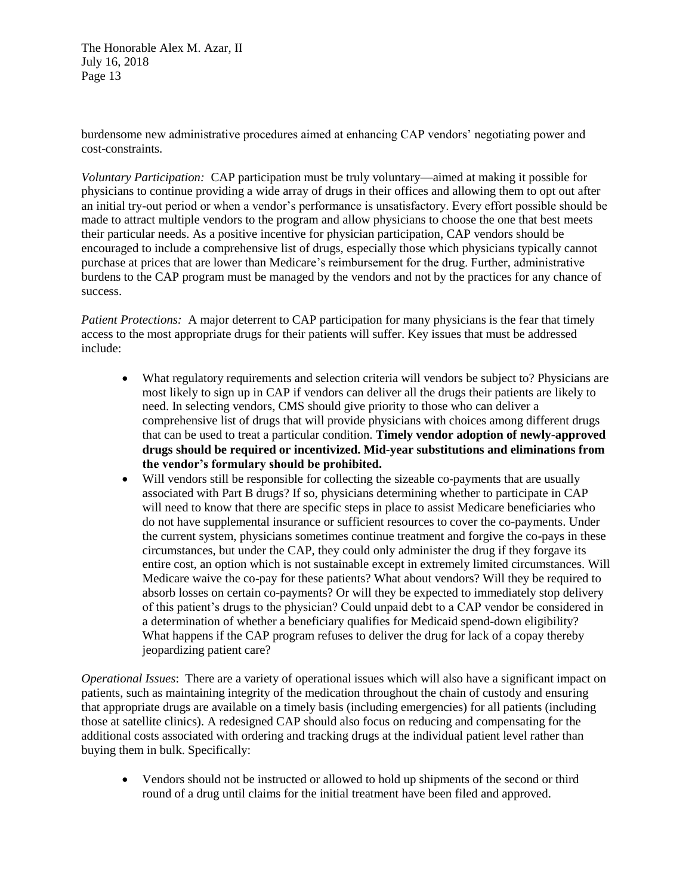burdensome new administrative procedures aimed at enhancing CAP vendors' negotiating power and cost-constraints.

*Voluntary Participation:* CAP participation must be truly voluntary—aimed at making it possible for physicians to continue providing a wide array of drugs in their offices and allowing them to opt out after an initial try-out period or when a vendor's performance is unsatisfactory. Every effort possible should be made to attract multiple vendors to the program and allow physicians to choose the one that best meets their particular needs. As a positive incentive for physician participation, CAP vendors should be encouraged to include a comprehensive list of drugs, especially those which physicians typically cannot purchase at prices that are lower than Medicare's reimbursement for the drug. Further, administrative burdens to the CAP program must be managed by the vendors and not by the practices for any chance of success.

*Patient Protections:* A major deterrent to CAP participation for many physicians is the fear that timely access to the most appropriate drugs for their patients will suffer. Key issues that must be addressed include:

- What regulatory requirements and selection criteria will vendors be subject to? Physicians are most likely to sign up in CAP if vendors can deliver all the drugs their patients are likely to need. In selecting vendors, CMS should give priority to those who can deliver a comprehensive list of drugs that will provide physicians with choices among different drugs that can be used to treat a particular condition. **Timely vendor adoption of newly-approved drugs should be required or incentivized. Mid-year substitutions and eliminations from the vendor's formulary should be prohibited.**
- Will vendors still be responsible for collecting the sizeable co-payments that are usually associated with Part B drugs? If so, physicians determining whether to participate in CAP will need to know that there are specific steps in place to assist Medicare beneficiaries who do not have supplemental insurance or sufficient resources to cover the co-payments. Under the current system, physicians sometimes continue treatment and forgive the co-pays in these circumstances, but under the CAP, they could only administer the drug if they forgave its entire cost, an option which is not sustainable except in extremely limited circumstances. Will Medicare waive the co-pay for these patients? What about vendors? Will they be required to absorb losses on certain co-payments? Or will they be expected to immediately stop delivery of this patient's drugs to the physician? Could unpaid debt to a CAP vendor be considered in a determination of whether a beneficiary qualifies for Medicaid spend-down eligibility? What happens if the CAP program refuses to deliver the drug for lack of a copay thereby jeopardizing patient care?

*Operational Issues*: There are a variety of operational issues which will also have a significant impact on patients, such as maintaining integrity of the medication throughout the chain of custody and ensuring that appropriate drugs are available on a timely basis (including emergencies) for all patients (including those at satellite clinics). A redesigned CAP should also focus on reducing and compensating for the additional costs associated with ordering and tracking drugs at the individual patient level rather than buying them in bulk. Specifically:

- Vendors should not be instructed or allowed to hold up shipments of the second or third round of a drug until claims for the initial treatment have been filed and approved.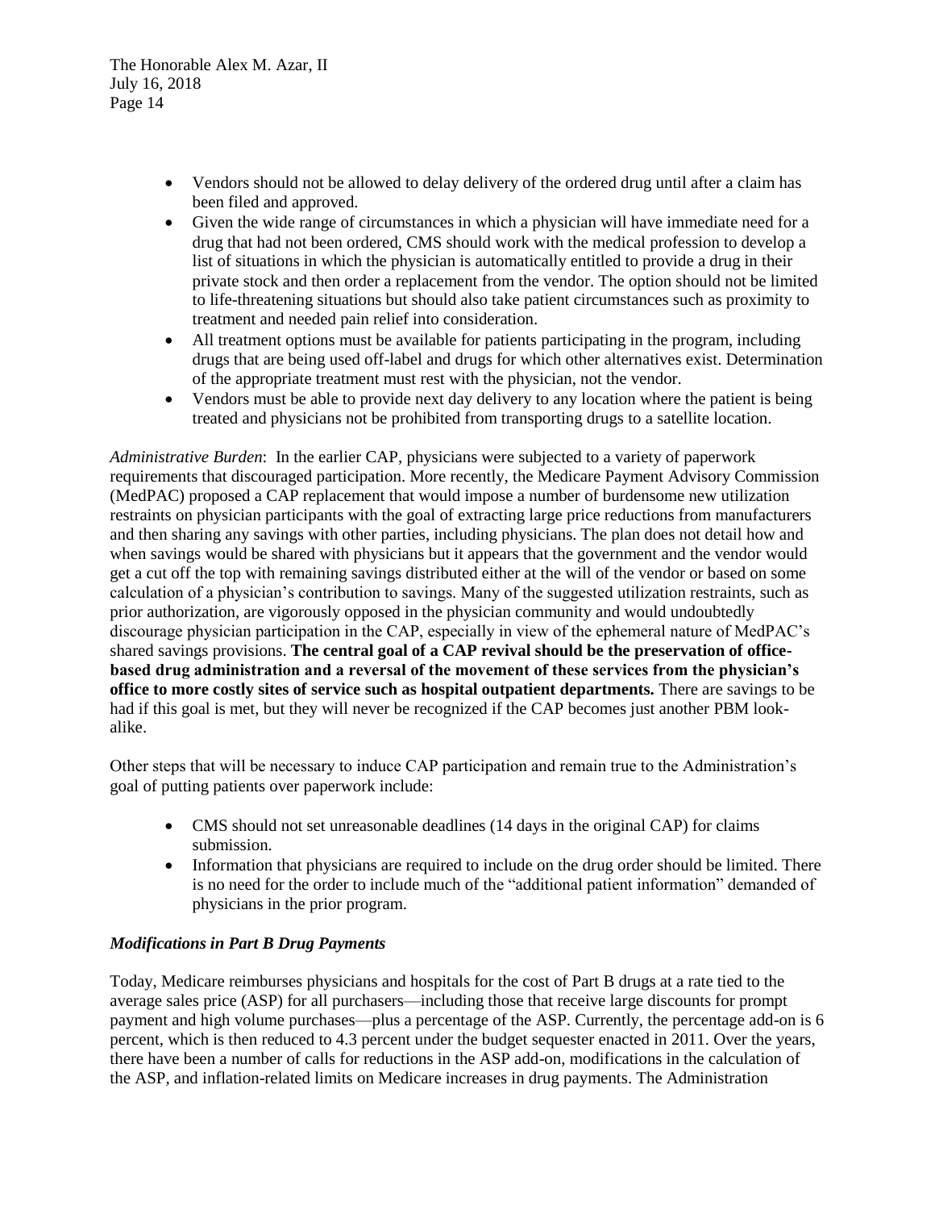- Vendors should not be allowed to delay delivery of the ordered drug until after a claim has been filed and approved.
- Given the wide range of circumstances in which a physician will have immediate need for a drug that had not been ordered, CMS should work with the medical profession to develop a list of situations in which the physician is automatically entitled to provide a drug in their private stock and then order a replacement from the vendor. The option should not be limited to life-threatening situations but should also take patient circumstances such as proximity to treatment and needed pain relief into consideration.
- All treatment options must be available for patients participating in the program, including drugs that are being used off-label and drugs for which other alternatives exist. Determination of the appropriate treatment must rest with the physician, not the vendor.
- Vendors must be able to provide next day delivery to any location where the patient is being treated and physicians not be prohibited from transporting drugs to a satellite location.

*Administrative Burden*: In the earlier CAP, physicians were subjected to a variety of paperwork requirements that discouraged participation. More recently, the Medicare Payment Advisory Commission (MedPAC) proposed a CAP replacement that would impose a number of burdensome new utilization restraints on physician participants with the goal of extracting large price reductions from manufacturers and then sharing any savings with other parties, including physicians. The plan does not detail how and when savings would be shared with physicians but it appears that the government and the vendor would get a cut off the top with remaining savings distributed either at the will of the vendor or based on some calculation of a physician's contribution to savings. Many of the suggested utilization restraints, such as prior authorization, are vigorously opposed in the physician community and would undoubtedly discourage physician participation in the CAP, especially in view of the ephemeral nature of MedPAC's shared savings provisions. **The central goal of a CAP revival should be the preservation of office-based drug administration and a reversal of the movement of these services from the physician's office to more costly sites of service such as hospital outpatient departments.** There are savings to be had if this goal is met, but they will never be recognized if the CAP becomes just another PBM look-alike.

Other steps that will be necessary to induce CAP participation and remain true to the Administration's goal of putting patients over paperwork include:

- CMS should not set unreasonable deadlines (14 days in the original CAP) for claims submission.
- Information that physicians are required to include on the drug order should be limited. There is no need for the order to include much of the "additional patient information" demanded of physicians in the prior program.

### *Modifications in Part B Drug Payments*

Today, Medicare reimburses physicians and hospitals for the cost of Part B drugs at a rate tied to the average sales price (ASP) for all purchasers—including those that receive large discounts for prompt payment and high volume purchases—plus a percentage of the ASP. Currently, the percentage add-on is 6 percent, which is then reduced to 4.3 percent under the budget sequester enacted in 2011. Over the years, there have been a number of calls for reductions in the ASP add-on, modifications in the calculation of the ASP, and inflation-related limits on Medicare increases in drug payments. The Administration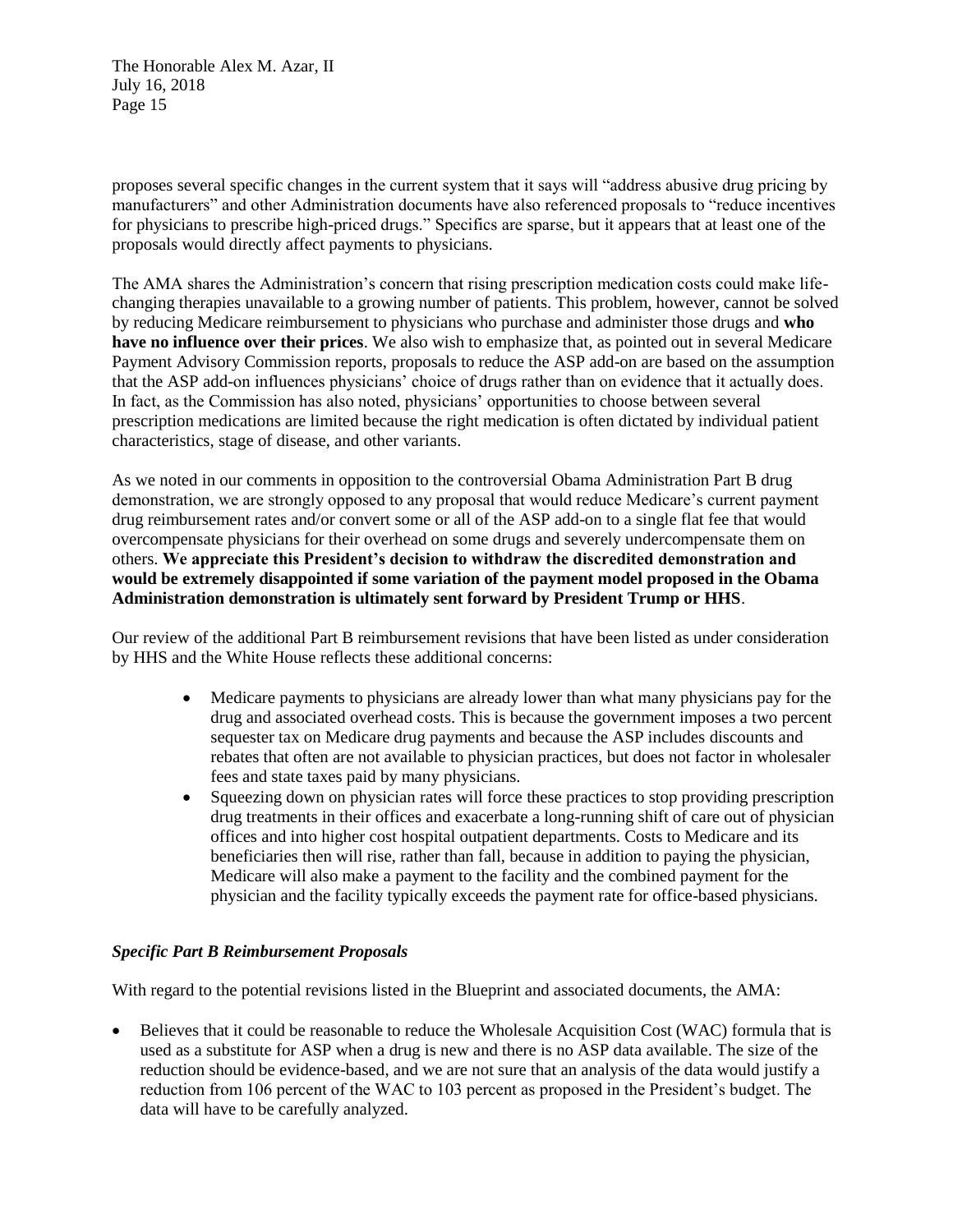proposes several specific changes in the current system that it says will "address abusive drug pricing by manufacturers" and other Administration documents have also referenced proposals to "reduce incentives for physicians to prescribe high-priced drugs." Specifics are sparse, but it appears that at least one of the proposals would directly affect payments to physicians.

The AMA shares the Administration's concern that rising prescription medication costs could make life-changing therapies unavailable to a growing number of patients. This problem, however, cannot be solved by reducing Medicare reimbursement to physicians who purchase and administer those drugs and **who have no influence over their prices**. We also wish to emphasize that, as pointed out in several Medicare Payment Advisory Commission reports, proposals to reduce the ASP add-on are based on the assumption that the ASP add-on influences physicians' choice of drugs rather than on evidence that it actually does. In fact, as the Commission has also noted, physicians' opportunities to choose between several prescription medications are limited because the right medication is often dictated by individual patient characteristics, stage of disease, and other variants.

As we noted in our comments in opposition to the controversial Obama Administration Part B drug demonstration, we are strongly opposed to any proposal that would reduce Medicare's current payment drug reimbursement rates and/or convert some or all of the ASP add-on to a single flat fee that would overcompensate physicians for their overhead on some drugs and severely undercompensate them on others. **We appreciate this President's decision to withdraw the discredited demonstration and would be extremely disappointed if some variation of the payment model proposed in the Obama Administration demonstration is ultimately sent forward by President Trump or HHS**.

Our review of the additional Part B reimbursement revisions that have been listed as under consideration by HHS and the White House reflects these additional concerns:

- Medicare payments to physicians are already lower than what many physicians pay for the drug and associated overhead costs. This is because the government imposes a two percent sequester tax on Medicare drug payments and because the ASP includes discounts and rebates that often are not available to physician practices, but does not factor in wholesaler fees and state taxes paid by many physicians.
- Squeezing down on physician rates will force these practices to stop providing prescription drug treatments in their offices and exacerbate a long-running shift of care out of physician offices and into higher cost hospital outpatient departments. Costs to Medicare and its beneficiaries then will rise, rather than fall, because in addition to paying the physician, Medicare will also make a payment to the facility and the combined payment for the physician and the facility typically exceeds the payment rate for office-based physicians.

### *Specific Part B Reimbursement Proposals*

With regard to the potential revisions listed in the Blueprint and associated documents, the AMA:

- Believes that it could be reasonable to reduce the Wholesale Acquisition Cost (WAC) formula that is used as a substitute for ASP when a drug is new and there is no ASP data available. The size of the reduction should be evidence-based, and we are not sure that an analysis of the data would justify a reduction from 106 percent of the WAC to 103 percent as proposed in the President's budget. The data will have to be carefully analyzed.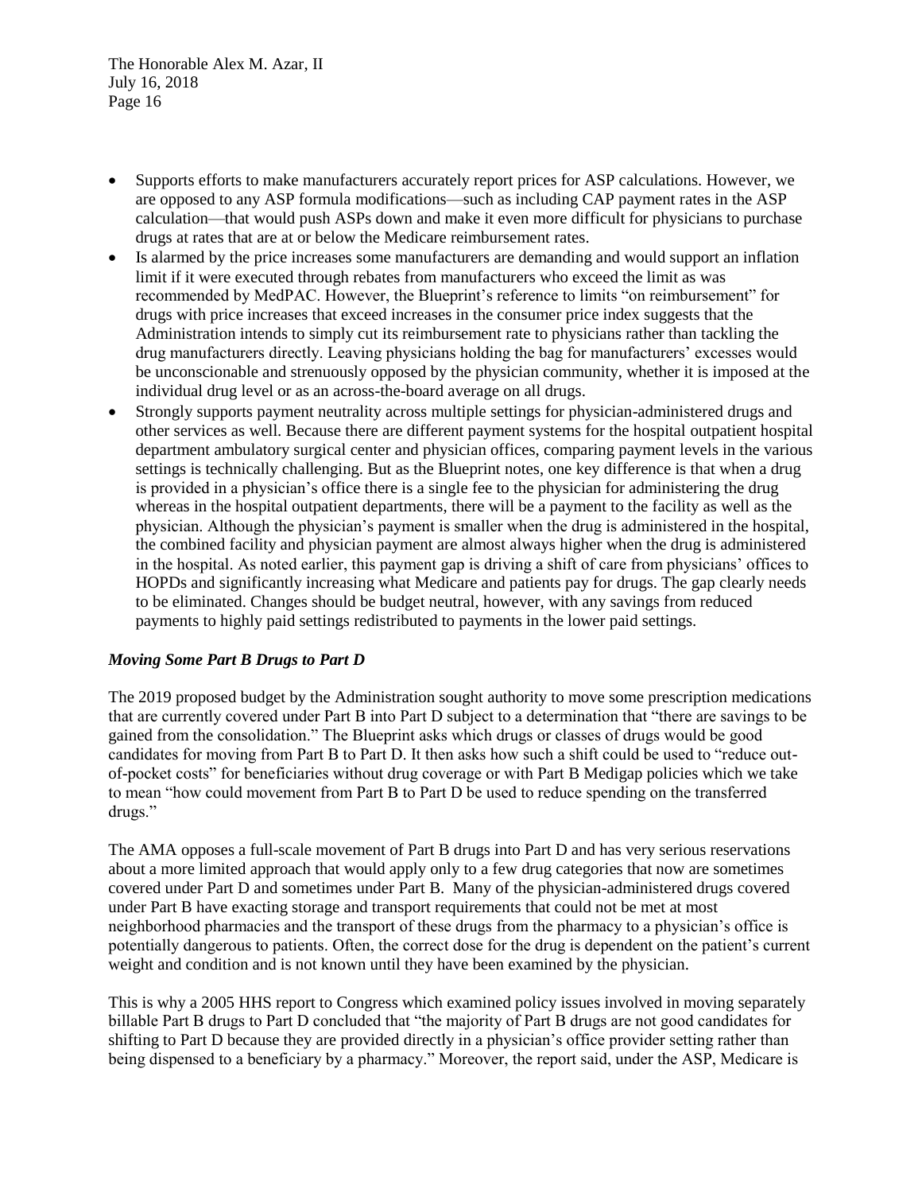- Supports efforts to make manufacturers accurately report prices for ASP calculations. However, we are opposed to any ASP formula modifications—such as including CAP payment rates in the ASP calculation—that would push ASPs down and make it even more difficult for physicians to purchase drugs at rates that are at or below the Medicare reimbursement rates.
- Is alarmed by the price increases some manufacturers are demanding and would support an inflation limit if it were executed through rebates from manufacturers who exceed the limit as was recommended by MedPAC. However, the Blueprint's reference to limits "on reimbursement" for drugs with price increases that exceed increases in the consumer price index suggests that the Administration intends to simply cut its reimbursement rate to physicians rather than tackling the drug manufacturers directly. Leaving physicians holding the bag for manufacturers' excesses would be unconscionable and strenuously opposed by the physician community, whether it is imposed at the individual drug level or as an across-the-board average on all drugs.
- Strongly supports payment neutrality across multiple settings for physician-administered drugs and other services as well. Because there are different payment systems for the hospital outpatient hospital department ambulatory surgical center and physician offices, comparing payment levels in the various settings is technically challenging. But as the Blueprint notes, one key difference is that when a drug is provided in a physician's office there is a single fee to the physician for administering the drug whereas in the hospital outpatient departments, there will be a payment to the facility as well as the physician. Although the physician's payment is smaller when the drug is administered in the hospital, the combined facility and physician payment are almost always higher when the drug is administered in the hospital. As noted earlier, this payment gap is driving a shift of care from physicians' offices to HOPDs and significantly increasing what Medicare and patients pay for drugs. The gap clearly needs to be eliminated. Changes should be budget neutral, however, with any savings from reduced payments to highly paid settings redistributed to payments in the lower paid settings.

***Moving Some Part B Drugs to Part D***

The 2019 proposed budget by the Administration sought authority to move some prescription medications that are currently covered under Part B into Part D subject to a determination that "there are savings to be gained from the consolidation." The Blueprint asks which drugs or classes of drugs would be good candidates for moving from Part B to Part D. It then asks how such a shift could be used to "reduce out-of-pocket costs" for beneficiaries without drug coverage or with Part B Medigap policies which we take to mean "how could movement from Part B to Part D be used to reduce spending on the transferred drugs."

The AMA opposes a full-scale movement of Part B drugs into Part D and has very serious reservations about a more limited approach that would apply only to a few drug categories that now are sometimes covered under Part D and sometimes under Part B. Many of the physician-administered drugs covered under Part B have exacting storage and transport requirements that could not be met at most neighborhood pharmacies and the transport of these drugs from the pharmacy to a physician's office is potentially dangerous to patients. Often, the correct dose for the drug is dependent on the patient's current weight and condition and is not known until they have been examined by the physician.

This is why a 2005 HHS report to Congress which examined policy issues involved in moving separately billable Part B drugs to Part D concluded that "the majority of Part B drugs are not good candidates for shifting to Part D because they are provided directly in a physician's office provider setting rather than being dispensed to a beneficiary by a pharmacy." Moreover, the report said, under the ASP, Medicare is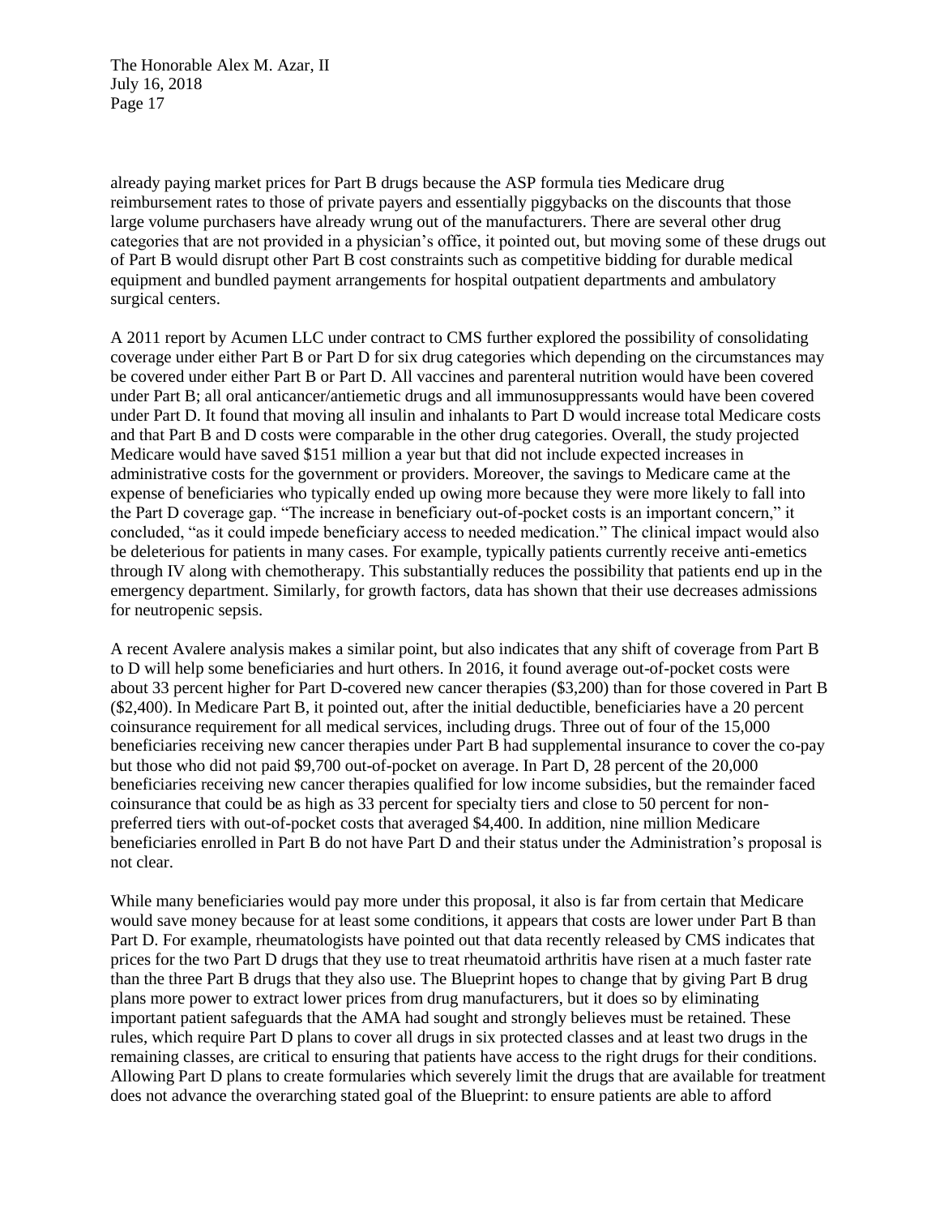already paying market prices for Part B drugs because the ASP formula ties Medicare drug reimbursement rates to those of private payers and essentially piggybacks on the discounts that those large volume purchasers have already wrung out of the manufacturers. There are several other drug categories that are not provided in a physician's office, it pointed out, but moving some of these drugs out of Part B would disrupt other Part B cost constraints such as competitive bidding for durable medical equipment and bundled payment arrangements for hospital outpatient departments and ambulatory surgical centers.

A 2011 report by Acumen LLC under contract to CMS further explored the possibility of consolidating coverage under either Part B or Part D for six drug categories which depending on the circumstances may be covered under either Part B or Part D. All vaccines and parenteral nutrition would have been covered under Part B; all oral anticancer/antiemetic drugs and all immunosuppressants would have been covered under Part D. It found that moving all insulin and inhalants to Part D would increase total Medicare costs and that Part B and D costs were comparable in the other drug categories. Overall, the study projected Medicare would have saved $151 million a year but that did not include expected increases in administrative costs for the government or providers. Moreover, the savings to Medicare came at the expense of beneficiaries who typically ended up owing more because they were more likely to fall into the Part D coverage gap. "The increase in beneficiary out-of-pocket costs is an important concern," it concluded, "as it could impede beneficiary access to needed medication." The clinical impact would also be deleterious for patients in many cases. For example, typically patients currently receive anti-emetics through IV along with chemotherapy. This substantially reduces the possibility that patients end up in the emergency department. Similarly, for growth factors, data has shown that their use decreases admissions for neutropenic sepsis.

A recent Avalere analysis makes a similar point, but also indicates that any shift of coverage from Part B to D will help some beneficiaries and hurt others. In 2016, it found average out-of-pocket costs were about 33 percent higher for Part D-covered new cancer therapies ($3,200) than for those covered in Part B ($2,400). In Medicare Part B, it pointed out, after the initial deductible, beneficiaries have a 20 percent coinsurance requirement for all medical services, including drugs. Three out of four of the 15,000 beneficiaries receiving new cancer therapies under Part B had supplemental insurance to cover the co-pay but those who did not paid $9,700 out-of-pocket on average. In Part D, 28 percent of the 20,000 beneficiaries receiving new cancer therapies qualified for low income subsidies, but the remainder faced coinsurance that could be as high as 33 percent for specialty tiers and close to 50 percent for non-preferred tiers with out-of-pocket costs that averaged $4,400. In addition, nine million Medicare beneficiaries enrolled in Part B do not have Part D and their status under the Administration's proposal is not clear.

While many beneficiaries would pay more under this proposal, it also is far from certain that Medicare would save money because for at least some conditions, it appears that costs are lower under Part B than Part D. For example, rheumatologists have pointed out that data recently released by CMS indicates that prices for the two Part D drugs that they use to treat rheumatoid arthritis have risen at a much faster rate than the three Part B drugs that they also use. The Blueprint hopes to change that by giving Part B drug plans more power to extract lower prices from drug manufacturers, but it does so by eliminating important patient safeguards that the AMA had sought and strongly believes must be retained. These rules, which require Part D plans to cover all drugs in six protected classes and at least two drugs in the remaining classes, are critical to ensuring that patients have access to the right drugs for their conditions. Allowing Part D plans to create formularies which severely limit the drugs that are available for treatment does not advance the overarching stated goal of the Blueprint: to ensure patients are able to afford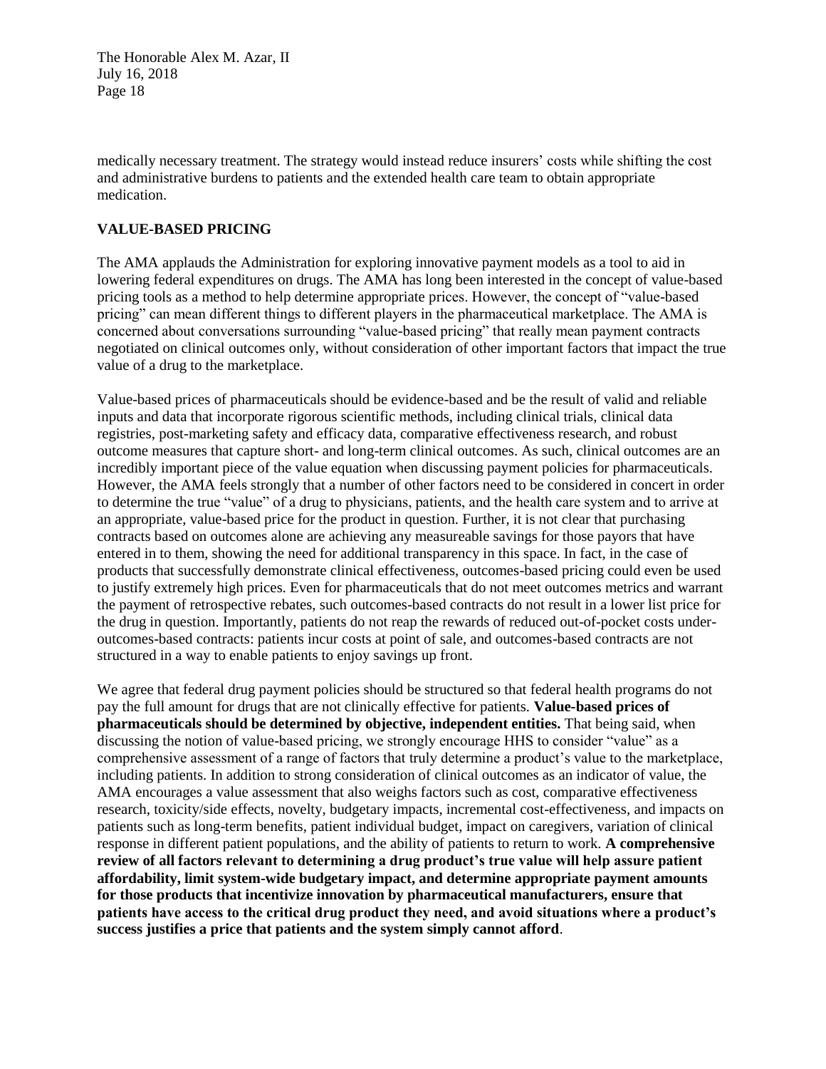medically necessary treatment. The strategy would instead reduce insurers' costs while shifting the cost and administrative burdens to patients and the extended health care team to obtain appropriate medication.

## VALUE-BASED PRICING

The AMA applauds the Administration for exploring innovative payment models as a tool to aid in lowering federal expenditures on drugs. The AMA has long been interested in the concept of value-based pricing tools as a method to help determine appropriate prices. However, the concept of "value-based pricing" can mean different things to different players in the pharmaceutical marketplace. The AMA is concerned about conversations surrounding "value-based pricing" that really mean payment contracts negotiated on clinical outcomes only, without consideration of other important factors that impact the true value of a drug to the marketplace.

Value-based prices of pharmaceuticals should be evidence-based and be the result of valid and reliable inputs and data that incorporate rigorous scientific methods, including clinical trials, clinical data registries, post-marketing safety and efficacy data, comparative effectiveness research, and robust outcome measures that capture short- and long-term clinical outcomes. As such, clinical outcomes are an incredibly important piece of the value equation when discussing payment policies for pharmaceuticals. However, the AMA feels strongly that a number of other factors need to be considered in concert in order to determine the true "value" of a drug to physicians, patients, and the health care system and to arrive at an appropriate, value-based price for the product in question. Further, it is not clear that purchasing contracts based on outcomes alone are achieving any measureable savings for those payors that have entered in to them, showing the need for additional transparency in this space. In fact, in the case of products that successfully demonstrate clinical effectiveness, outcomes-based pricing could even be used to justify extremely high prices. Even for pharmaceuticals that do not meet outcomes metrics and warrant the payment of retrospective rebates, such outcomes-based contracts do not result in a lower list price for the drug in question. Importantly, patients do not reap the rewards of reduced out-of-pocket costs under-outcomes-based contracts: patients incur costs at point of sale, and outcomes-based contracts are not structured in a way to enable patients to enjoy savings up front.

We agree that federal drug payment policies should be structured so that federal health programs do not pay the full amount for drugs that are not clinically effective for patients. **Value-based prices of pharmaceuticals should be determined by objective, independent entities.** That being said, when discussing the notion of value-based pricing, we strongly encourage HHS to consider "value" as a comprehensive assessment of a range of factors that truly determine a product's value to the marketplace, including patients. In addition to strong consideration of clinical outcomes as an indicator of value, the AMA encourages a value assessment that also weighs factors such as cost, comparative effectiveness research, toxicity/side effects, novelty, budgetary impacts, incremental cost-effectiveness, and impacts on patients such as long-term benefits, patient individual budget, impact on caregivers, variation of clinical response in different patient populations, and the ability of patients to return to work. **A comprehensive review of all factors relevant to determining a drug product's true value will help assure patient affordability, limit system-wide budgetary impact, and determine appropriate payment amounts for those products that incentivize innovation by pharmaceutical manufacturers, ensure that patients have access to the critical drug product they need, and avoid situations where a product's success justifies a price that patients and the system simply cannot afford**.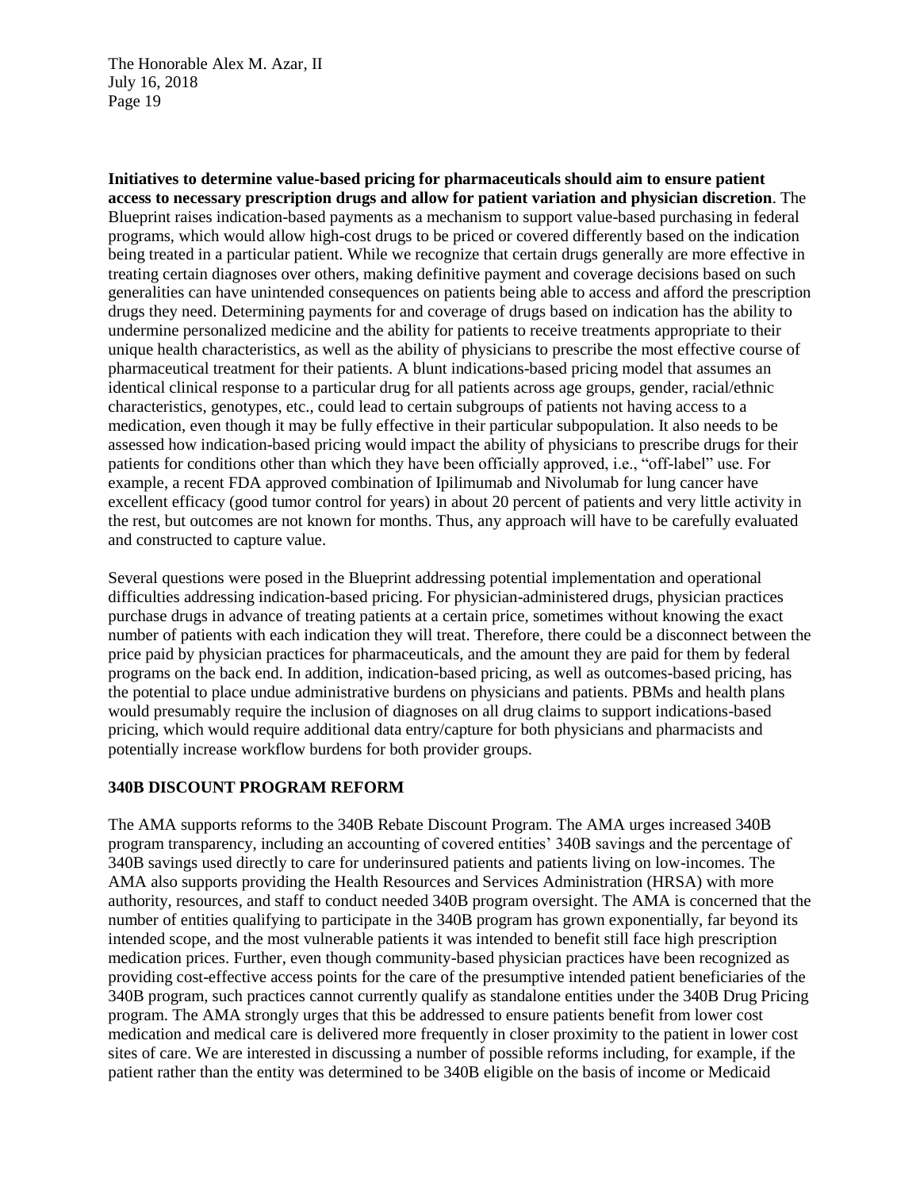**Initiatives to determine value-based pricing for pharmaceuticals should aim to ensure patient access to necessary prescription drugs and allow for patient variation and physician discretion**. The Blueprint raises indication-based payments as a mechanism to support value-based purchasing in federal programs, which would allow high-cost drugs to be priced or covered differently based on the indication being treated in a particular patient. While we recognize that certain drugs generally are more effective in treating certain diagnoses over others, making definitive payment and coverage decisions based on such generalities can have unintended consequences on patients being able to access and afford the prescription drugs they need. Determining payments for and coverage of drugs based on indication has the ability to undermine personalized medicine and the ability for patients to receive treatments appropriate to their unique health characteristics, as well as the ability of physicians to prescribe the most effective course of pharmaceutical treatment for their patients. A blunt indications-based pricing model that assumes an identical clinical response to a particular drug for all patients across age groups, gender, racial/ethnic characteristics, genotypes, etc., could lead to certain subgroups of patients not having access to a medication, even though it may be fully effective in their particular subpopulation. It also needs to be assessed how indication-based pricing would impact the ability of physicians to prescribe drugs for their patients for conditions other than which they have been officially approved, i.e., "off-label" use. For example, a recent FDA approved combination of Ipilimumab and Nivolumab for lung cancer have excellent efficacy (good tumor control for years) in about 20 percent of patients and very little activity in the rest, but outcomes are not known for months. Thus, any approach will have to be carefully evaluated and constructed to capture value.

Several questions were posed in the Blueprint addressing potential implementation and operational difficulties addressing indication-based pricing. For physician-administered drugs, physician practices purchase drugs in advance of treating patients at a certain price, sometimes without knowing the exact number of patients with each indication they will treat. Therefore, there could be a disconnect between the price paid by physician practices for pharmaceuticals, and the amount they are paid for them by federal programs on the back end. In addition, indication-based pricing, as well as outcomes-based pricing, has the potential to place undue administrative burdens on physicians and patients. PBMs and health plans would presumably require the inclusion of diagnoses on all drug claims to support indications-based pricing, which would require additional data entry/capture for both physicians and pharmacists and potentially increase workflow burdens for both provider groups.

## 340B DISCOUNT PROGRAM REFORM

The AMA supports reforms to the 340B Rebate Discount Program. The AMA urges increased 340B program transparency, including an accounting of covered entities' 340B savings and the percentage of 340B savings used directly to care for underinsured patients and patients living on low-incomes. The AMA also supports providing the Health Resources and Services Administration (HRSA) with more authority, resources, and staff to conduct needed 340B program oversight. The AMA is concerned that the number of entities qualifying to participate in the 340B program has grown exponentially, far beyond its intended scope, and the most vulnerable patients it was intended to benefit still face high prescription medication prices. Further, even though community-based physician practices have been recognized as providing cost-effective access points for the care of the presumptive intended patient beneficiaries of the 340B program, such practices cannot currently qualify as standalone entities under the 340B Drug Pricing program. The AMA strongly urges that this be addressed to ensure patients benefit from lower cost medication and medical care is delivered more frequently in closer proximity to the patient in lower cost sites of care. We are interested in discussing a number of possible reforms including, for example, if the patient rather than the entity was determined to be 340B eligible on the basis of income or Medicaid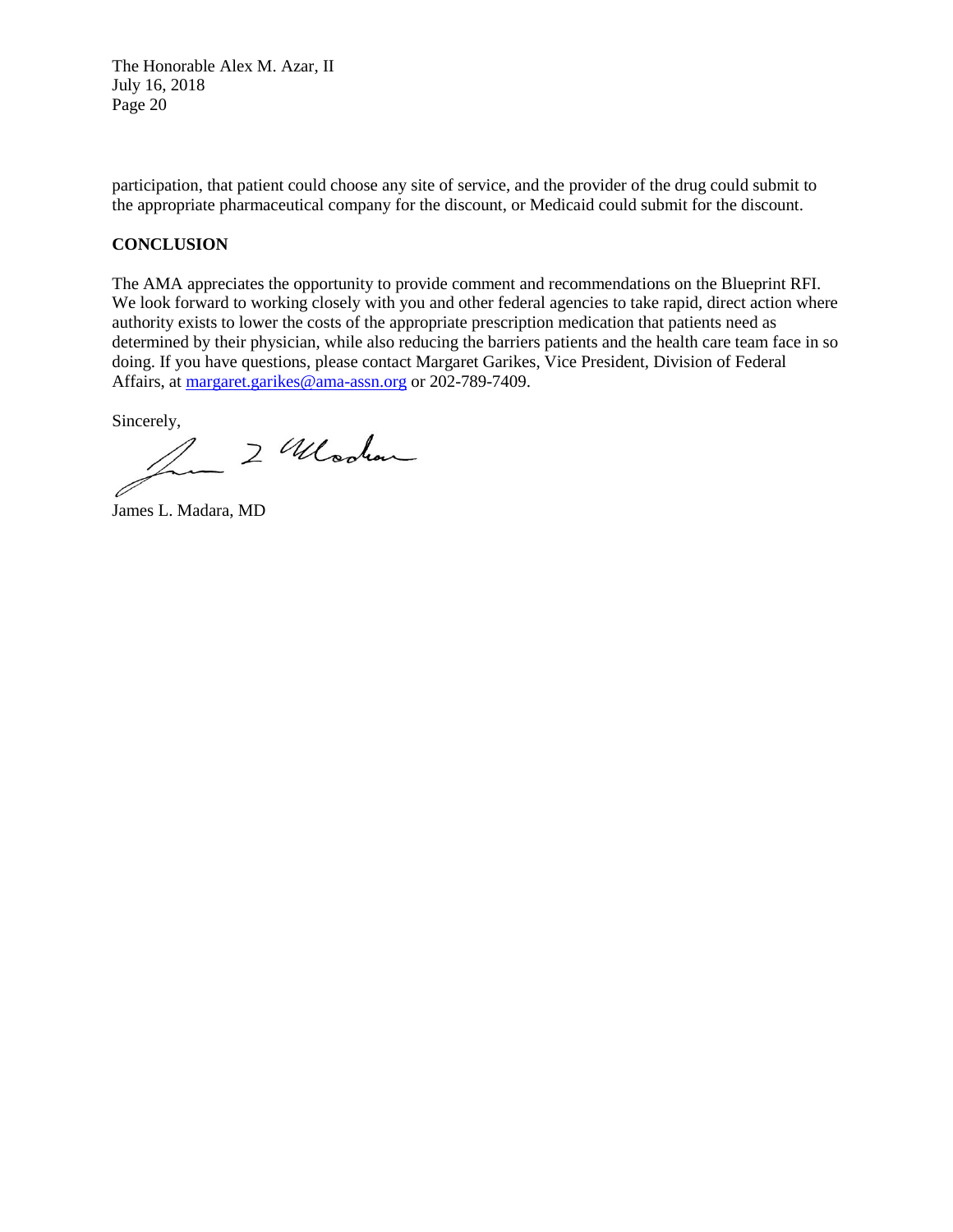participation, that patient could choose any site of service, and the provider of the drug could submit to the appropriate pharmaceutical company for the discount, or Medicaid could submit for the discount.

## CONCLUSION

The AMA appreciates the opportunity to provide comment and recommendations on the Blueprint RFI. We look forward to working closely with you and other federal agencies to take rapid, direct action where authority exists to lower the costs of the appropriate prescription medication that patients need as determined by their physician, while also reducing the barriers patients and the health care team face in so doing. If you have questions, please contact Margaret Garikes, Vice President, Division of Federal Affairs, at margaret.garikes@ama-assn.org or 202-789-7409.

Sincerely,

James L. Madara, MD